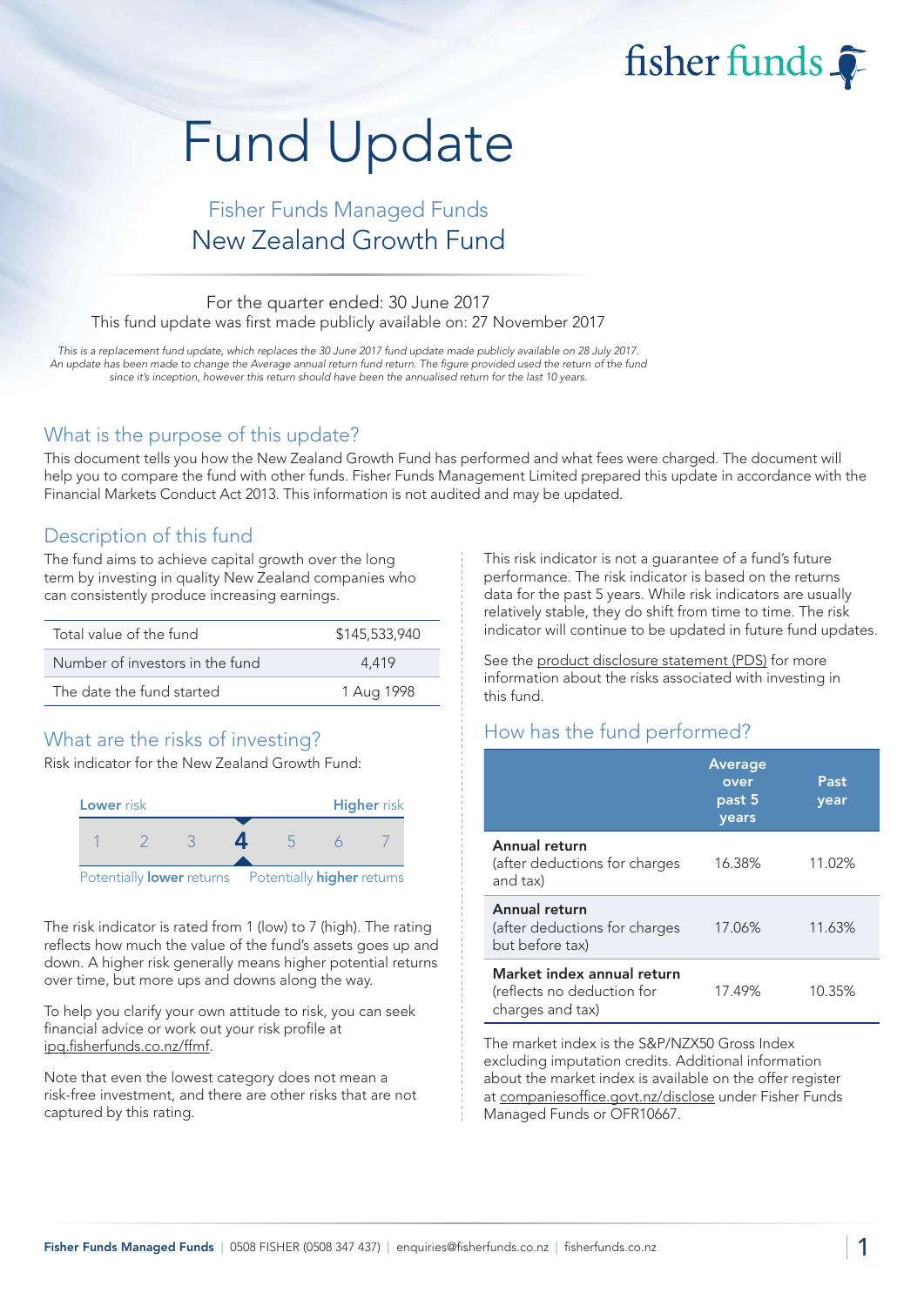fisher funds

# Fund Update

## Fisher Funds Managed Funds
## New Zealand Growth Fund

For the quarter ended: 30 June 2017
This fund update was first made publicly available on: 27 November 2017

*This is a replacement fund update, which replaces the 30 June 2017 fund update made publicly available on 28 July 2017. An update has been made to change the Average annual return fund return. The figure provided used the return of the fund since it's inception, however this return should have been the annualised return for the last 10 years.*

## What is the purpose of this update?

This document tells you how the New Zealand Growth Fund has performed and what fees were charged. The document will help you to compare the fund with other funds. Fisher Funds Management Limited prepared this update in accordance with the Financial Markets Conduct Act 2013. This information is not audited and may be updated.

## Description of this fund

The fund aims to achieve capital growth over the long term by investing in quality New Zealand companies who can consistently produce increasing earnings.

| | |
|---|---|
| Total value of the fund | $145,533,940 |
| Number of investors in the fund | 4,419 |
| The date the fund started | 1 Aug 1998 |

## What are the risks of investing?

Risk indicator for the New Zealand Growth Fund:

| Lower risk | | | | | | Higher risk |
|---|---|---|---|---|---|---|
| 1 | 2 | 3 | **4** | 5 | 6 | 7 |
| Potentially **lower** returns | | | | | | Potentially **higher** returns |

The risk indicator is rated from 1 (low) to 7 (high). The rating reflects how much the value of the fund's assets goes up and down. A higher risk generally means higher potential returns over time, but more ups and downs along the way.

To help you clarify your own attitude to risk, you can seek financial advice or work out your risk profile at ipq.fisherfunds.co.nz/ffmf.

Note that even the lowest category does not mean a risk-free investment, and there are other risks that are not captured by this rating.

This risk indicator is not a guarantee of a fund's future performance. The risk indicator is based on the returns data for the past 5 years. While risk indicators are usually relatively stable, they do shift from time to time. The risk indicator will continue to be updated in future fund updates.

See the product disclosure statement (PDS) for more information about the risks associated with investing in this fund.

## How has the fund performed?

| | Average over past 5 years | Past year |
|---|---|---|
| **Annual return** (after deductions for charges and tax) | 16.38% | 11.02% |
| **Annual return** (after deductions for charges but before tax) | 17.06% | 11.63% |
| **Market index annual return** (reflects no deduction for charges and tax) | 17.49% | 10.35% |

The market index is the S&P/NZX50 Gross Index excluding imputation credits. Additional information about the market index is available on the offer register at companiesoffice.govt.nz/disclose under Fisher Funds Managed Funds or OFR10667.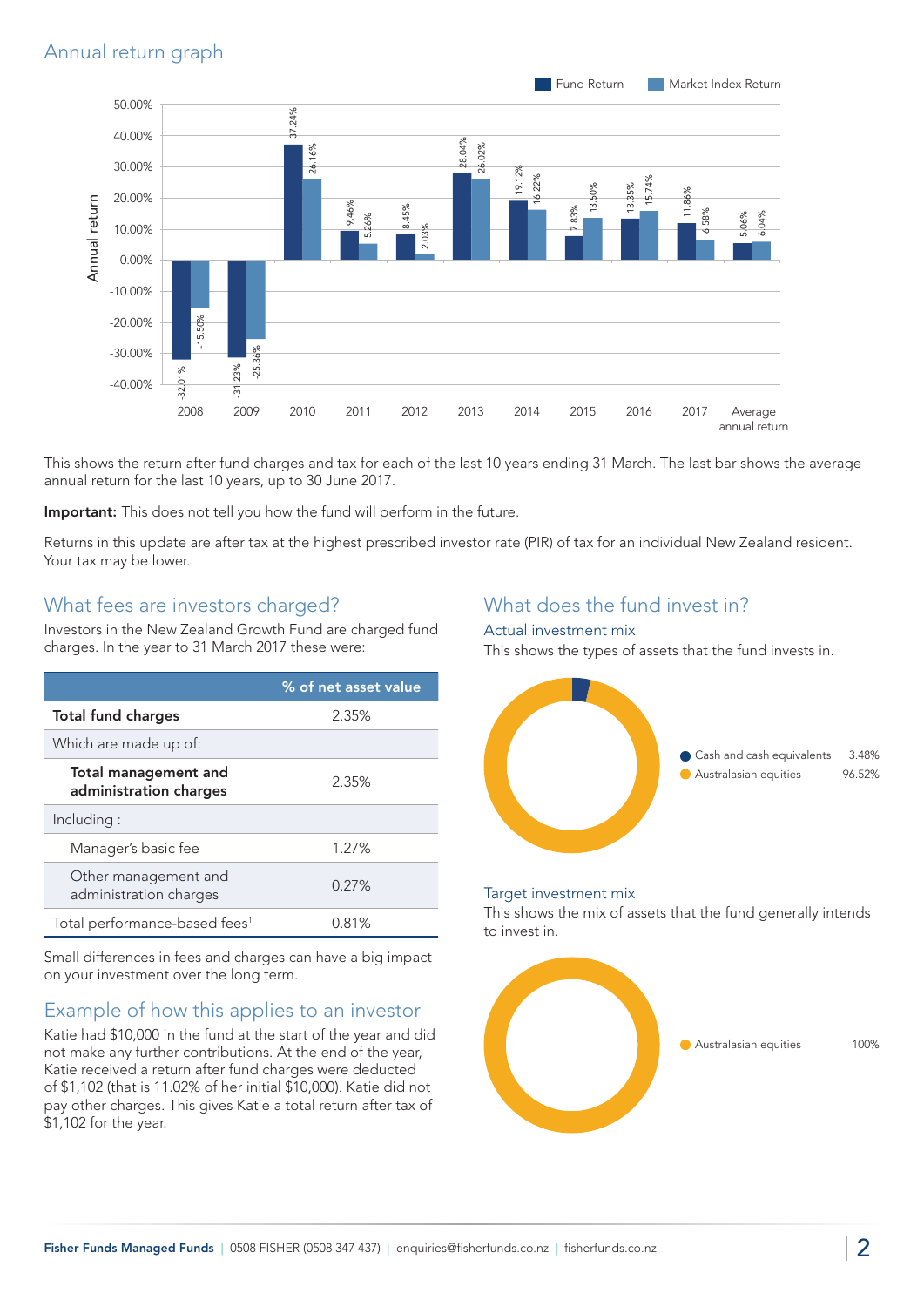## Annual return graph

| Year | Fund Return | Market Index Return |
|---|---|---|
| 2008 | -32.01% | -15.50% |
| 2009 | -31.23% | -25.36% |
| 2010 | 37.24% | 26.16% |
| 2011 | 9.46% | 5.26% |
| 2012 | 8.45% | 2.03% |
| 2013 | 28.04% | 26.02% |
| 2014 | 19.12% | 16.22% |
| 2015 | 7.83% | 13.50% |
| 2016 | 13.35% | 15.74% |
| 2017 | 11.86% | 6.58% |
| Average annual return | 5.06% | 6.04% |

This shows the return after fund charges and tax for each of the last 10 years ending 31 March. The last bar shows the average annual return for the last 10 years, up to 30 June 2017.

**Important:** This does not tell you how the fund will perform in the future.

Returns in this update are after tax at the highest prescribed investor rate (PIR) of tax for an individual New Zealand resident. Your tax may be lower.

## What fees are investors charged?

Investors in the New Zealand Growth Fund are charged fund charges. In the year to 31 March 2017 these were:

| | % of net asset value |
|---|---|
| **Total fund charges** | 2.35% |
| Which are made up of: | |
| **Total management and administration charges** | 2.35% |
| Including : | |
| Manager's basic fee | 1.27% |
| Other management and administration charges | 0.27% |
| Total performance-based fees[1] | 0.81% |

Small differences in fees and charges can have a big impact on your investment over the long term.

## Example of how this applies to an investor

Katie had $10,000 in the fund at the start of the year and did not make any further contributions. At the end of the year, Katie received a return after fund charges were deducted of $1,102 (that is 11.02% of her initial $10,000). Katie did not pay other charges. This gives Katie a total return after tax of $1,102 for the year.

## What does the fund invest in?

### Actual investment mix

This shows the types of assets that the fund invests in.

| Asset type | % |
|---|---|
| Cash and cash equivalents | 3.48% |
| Australasian equities | 96.52% |

### Target investment mix

This shows the mix of assets that the fund generally intends to invest in.

| Asset type | % |
|---|---|
| Australasian equities | 100% |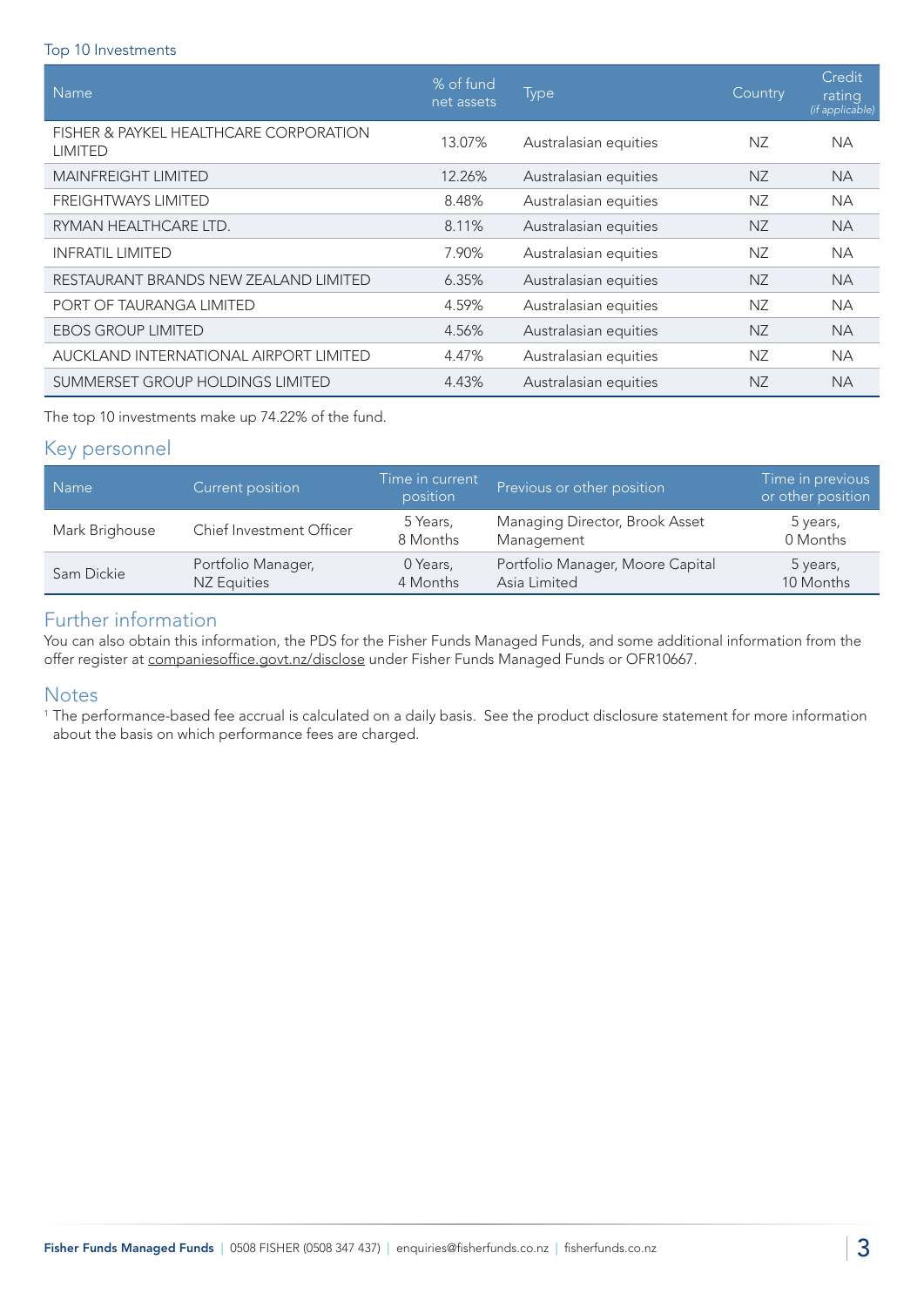### Top 10 Investments

| Name | % of fund net assets | Type | Country | Credit rating *(if applicable)* |
|---|---|---|---|---|
| FISHER & PAYKEL HEALTHCARE CORPORATION LIMITED | 13.07% | Australasian equities | NZ | NA |
| MAINFREIGHT LIMITED | 12.26% | Australasian equities | NZ | NA |
| FREIGHTWAYS LIMITED | 8.48% | Australasian equities | NZ | NA |
| RYMAN HEALTHCARE LTD. | 8.11% | Australasian equities | NZ | NA |
| INFRATIL LIMITED | 7.90% | Australasian equities | NZ | NA |
| RESTAURANT BRANDS NEW ZEALAND LIMITED | 6.35% | Australasian equities | NZ | NA |
| PORT OF TAURANGA LIMITED | 4.59% | Australasian equities | NZ | NA |
| EBOS GROUP LIMITED | 4.56% | Australasian equities | NZ | NA |
| AUCKLAND INTERNATIONAL AIRPORT LIMITED | 4.47% | Australasian equities | NZ | NA |
| SUMMERSET GROUP HOLDINGS LIMITED | 4.43% | Australasian equities | NZ | NA |

The top 10 investments make up 74.22% of the fund.

## Key personnel

| Name | Current position | Time in current position | Previous or other position | Time in previous or other position |
|---|---|---|---|---|
| Mark Brighouse | Chief Investment Officer | 5 Years, 8 Months | Managing Director, Brook Asset Management | 5 years, 0 Months |
| Sam Dickie | Portfolio Manager, NZ Equities | 0 Years, 4 Months | Portfolio Manager, Moore Capital Asia Limited | 5 years, 10 Months |

## Further information

You can also obtain this information, the PDS for the Fisher Funds Managed Funds, and some additional information from the offer register at companiesoffice.govt.nz/disclose under Fisher Funds Managed Funds or OFR10667.

## Notes

[1] The performance-based fee accrual is calculated on a daily basis. See the product disclosure statement for more information about the basis on which performance fees are charged.